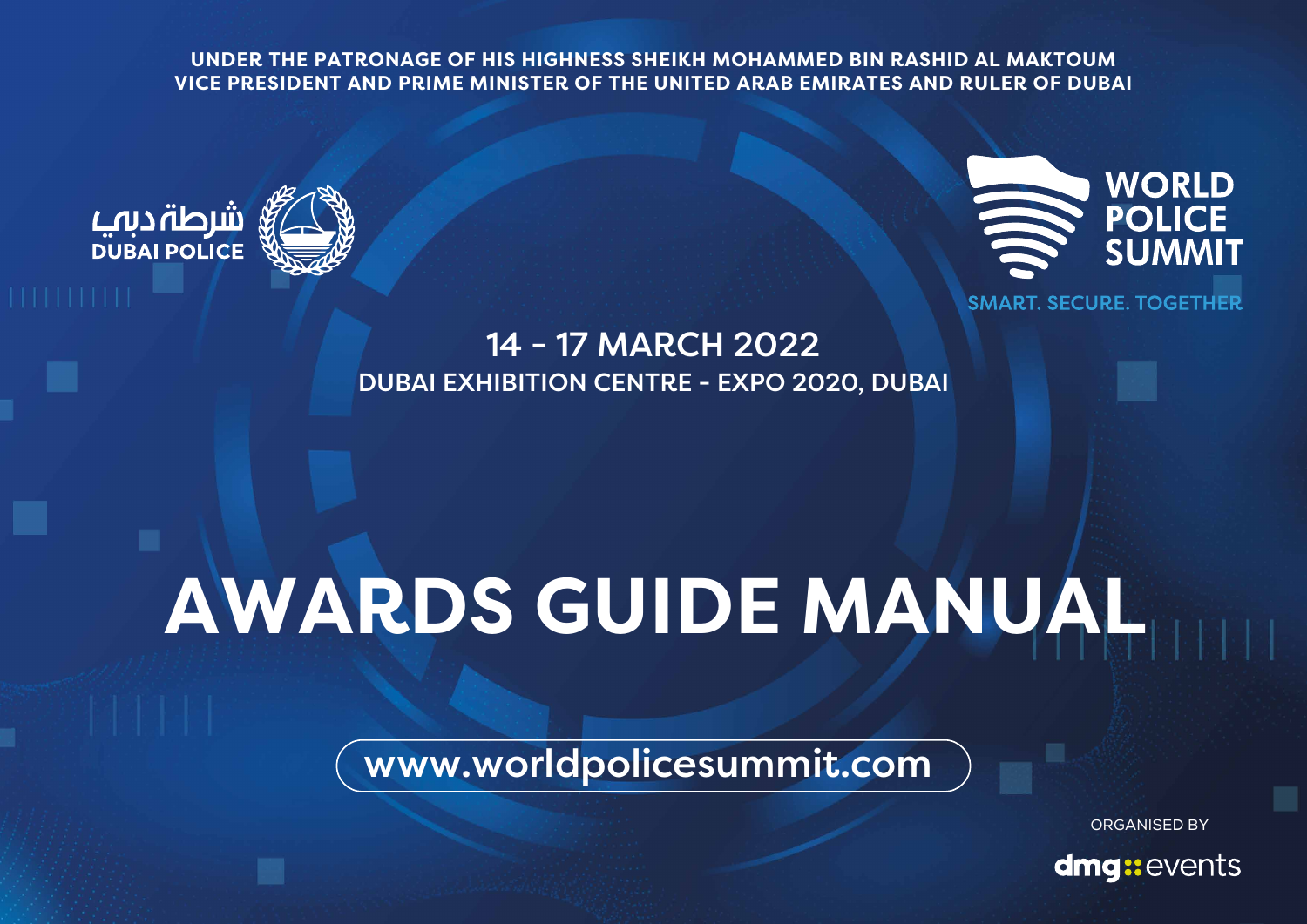UNDER THE PATRONAGE OF HIS HIGHNESS SHEIKH MOHAMMED BIN RASHID AL MAKTOUM
VICE PRESIDENT AND PRIME MINISTER OF THE UNITED ARAB EMIRATES AND RULER OF DUBAI

شرطة دبي
DUBAI POLICE

WORLD POLICE SUMMIT
SMART. SECURE. TOGETHER

14 - 17 MARCH 2022
DUBAI EXHIBITION CENTRE - EXPO 2020, DUBAI

# AWARDS GUIDE MANUAL

www.worldpolicesummit.com

ORGANISED BY
dmg::events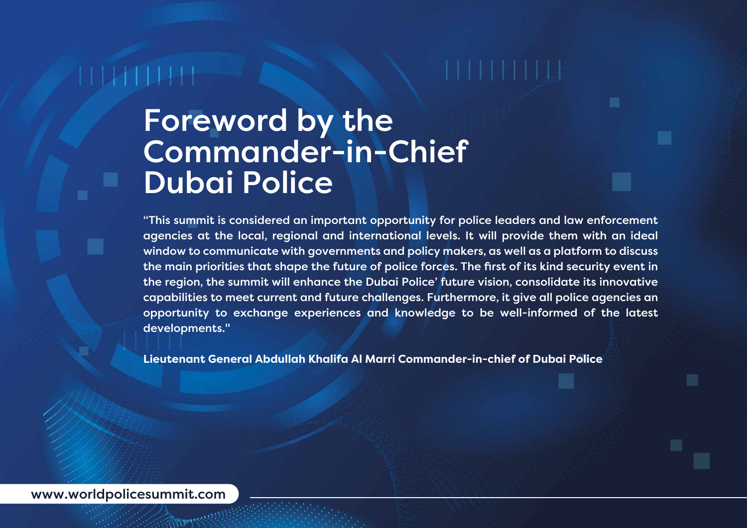# Foreword by the Commander-in-Chief Dubai Police

"This summit is considered an important opportunity for police leaders and law enforcement agencies at the local, regional and international levels. It will provide them with an ideal window to communicate with governments and policy makers, as well as a platform to discuss the main priorities that shape the future of police forces. The first of its kind security event in the region, the summit will enhance the Dubai Police' future vision, consolidate its innovative capabilities to meet current and future challenges. Furthermore, it give all police agencies an opportunity to exchange experiences and knowledge to be well-informed of the latest developments."

**Lieutenant General Abdullah Khalifa Al Marri Commander-in-chief of Dubai Police**

www.worldpolicesummit.com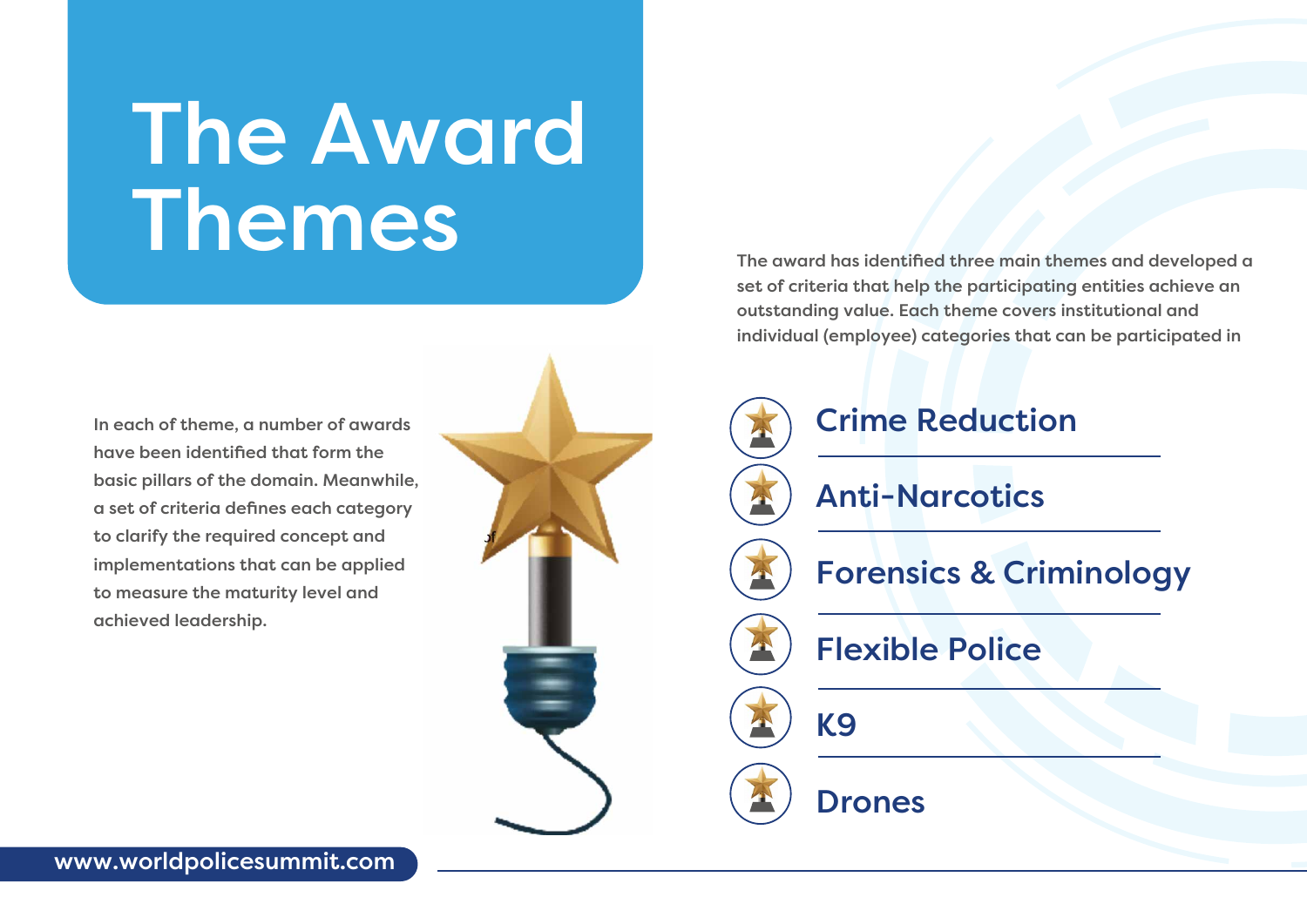# The Award Themes

The award has identified three main themes and developed a set of criteria that help the participating entities achieve an outstanding value. Each theme covers institutional and individual (employee) categories that can be participated in

In each of theme, a number of awards have been identified that form the basic pillars of the domain. Meanwhile, a set of criteria defines each category to clarify the required concept and implementations that can be applied to measure the maturity level and achieved leadership.

- Crime Reduction
- Anti-Narcotics
- Forensics & Criminology
- Flexible Police
- K9
- Drones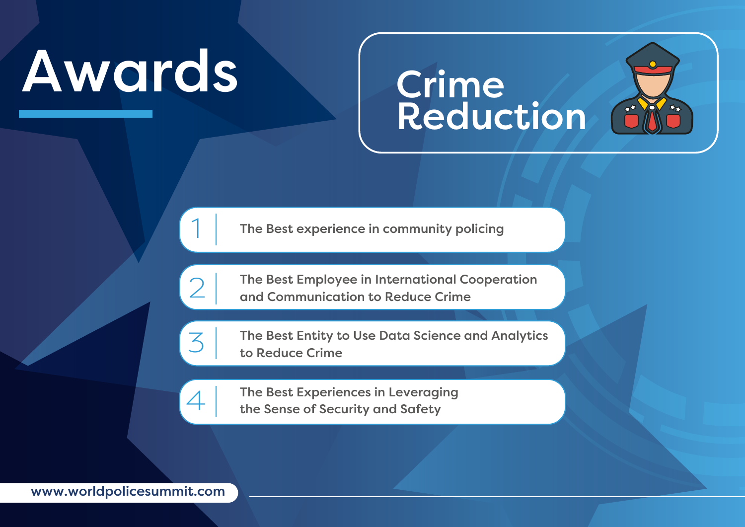# Awards

## Crime Reduction

1. The Best experience in community policing
2. The Best Employee in International Cooperation and Communication to Reduce Crime
3. The Best Entity to Use Data Science and Analytics to Reduce Crime
4. The Best Experiences in Leveraging the Sense of Security and Safety

www.worldpolicesummit.com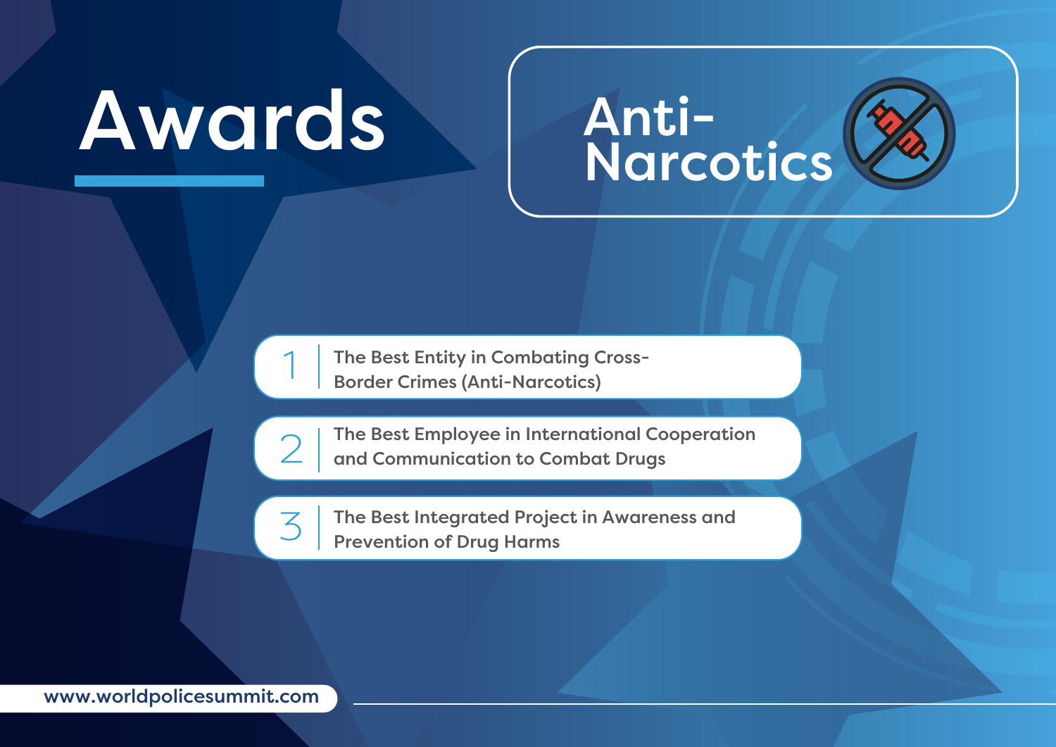# Awards

## Anti-Narcotics

1. The Best Entity in Combating Cross-Border Crimes (Anti-Narcotics)
2. The Best Employee in International Cooperation and Communication to Combat Drugs
3. The Best Integrated Project in Awareness and Prevention of Drug Harms

www.worldpolicesummit.com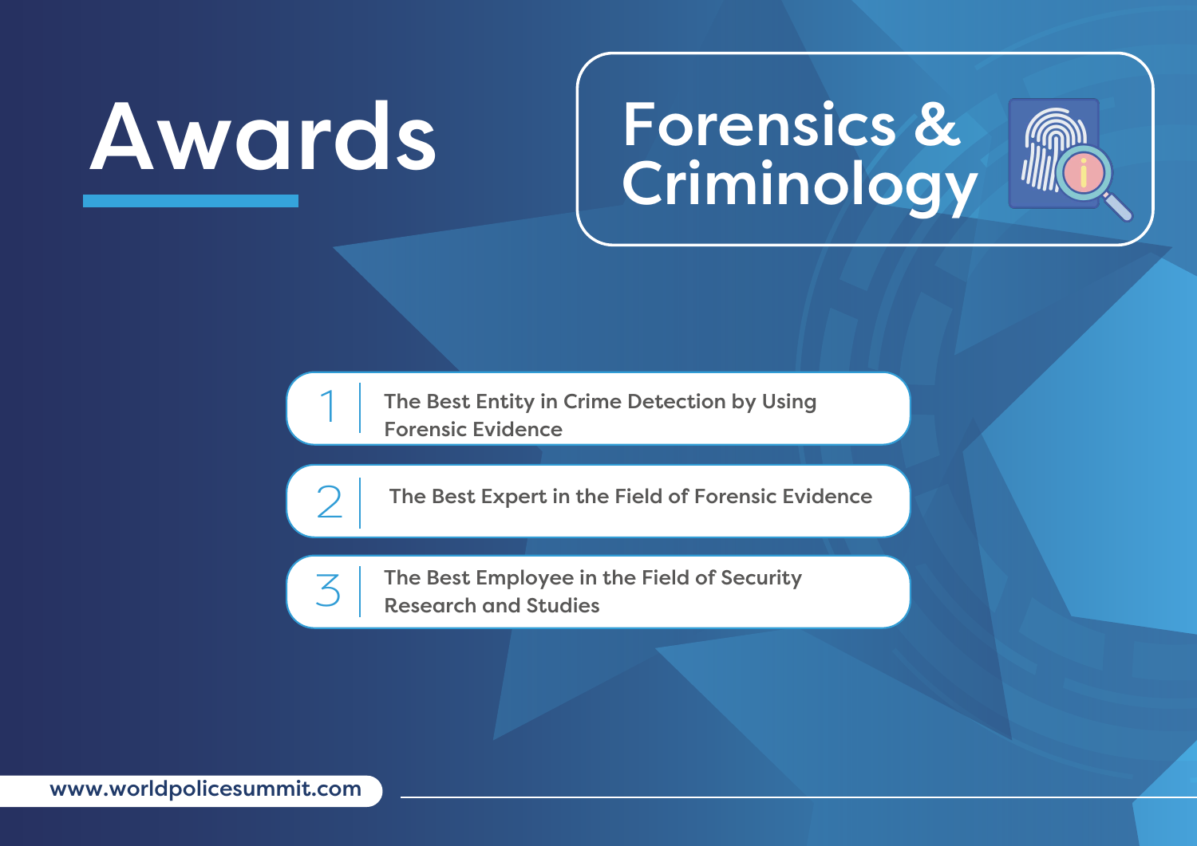# Awards

## Forensics & Criminology

1. The Best Entity in Crime Detection by Using Forensic Evidence
2. The Best Expert in the Field of Forensic Evidence
3. The Best Employee in the Field of Security Research and Studies

www.worldpolicesummit.com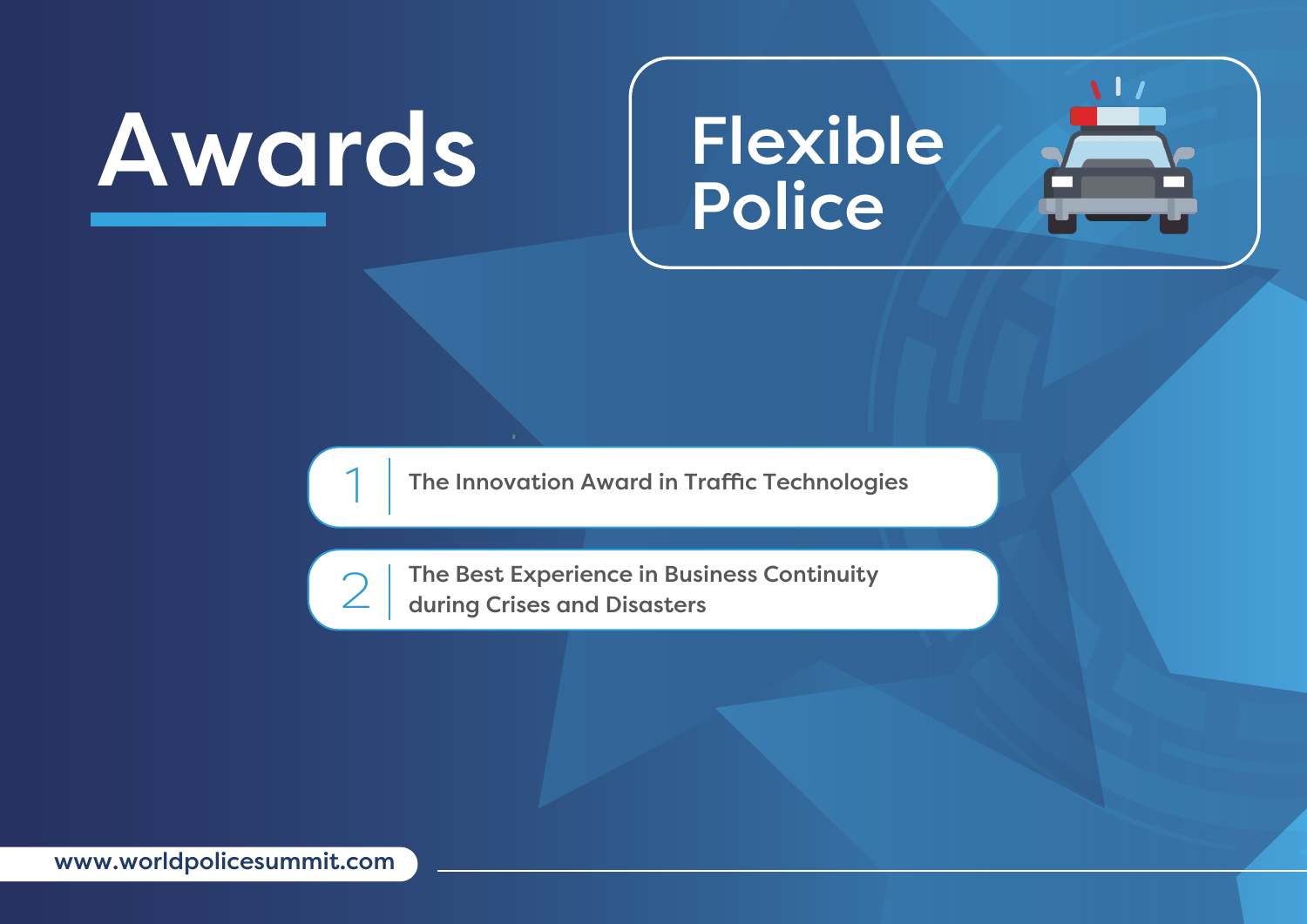# Awards

## Flexible Police

1. The Innovation Award in Traffic Technologies
2. The Best Experience in Business Continuity during Crises and Disasters

www.worldpolicesummit.com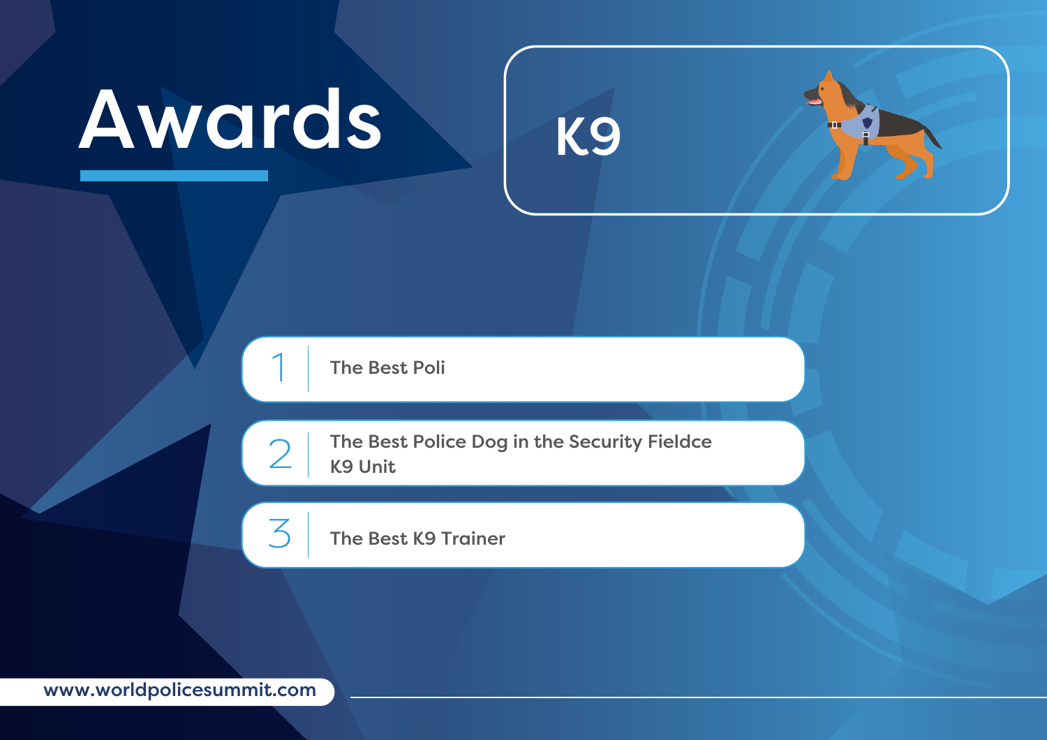# Awards

## K9

1. The Best Poli
2. The Best Police Dog in the Security Fieldce K9 Unit
3. The Best K9 Trainer

www.worldpolicesummit.com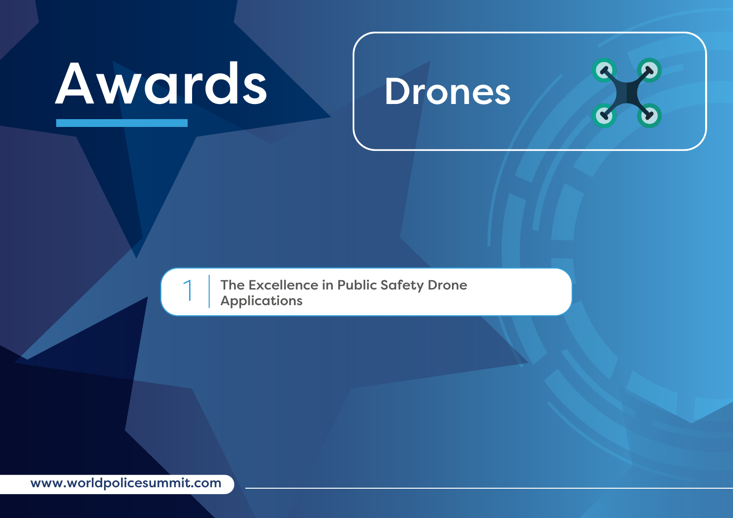# Awards

## Drones

1. The Excellence in Public Safety Drone Applications

www.worldpolicesummit.com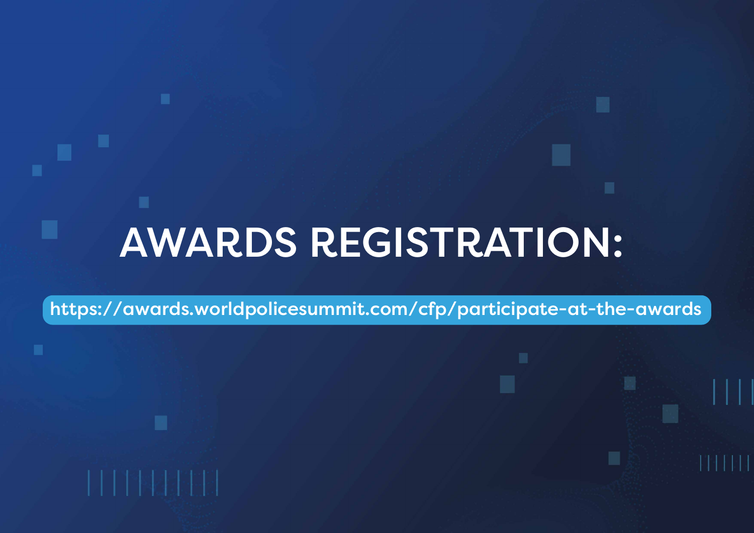# AWARDS REGISTRATION:

https://awards.worldpolicesummit.com/cfp/participate-at-the-awards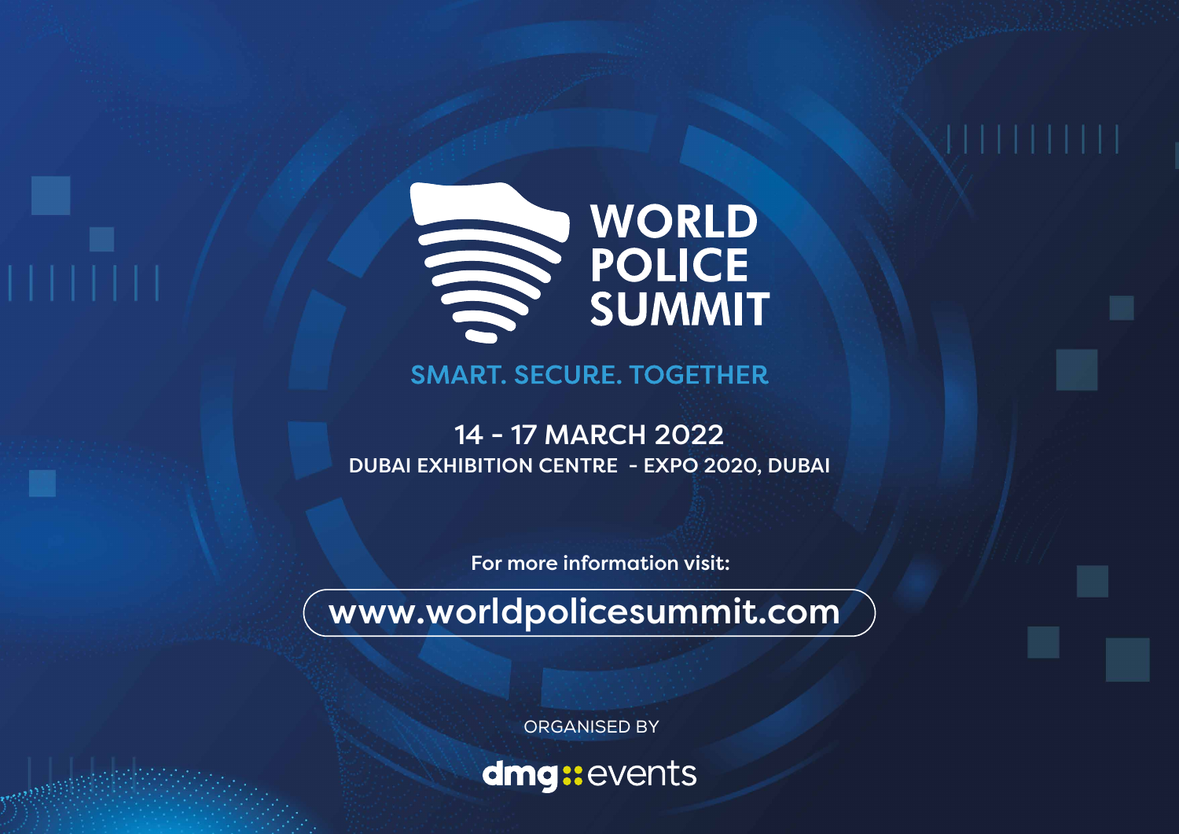# WORLD POLICE SUMMIT

## SMART. SECURE. TOGETHER

**14 - 17 MARCH 2022**

**DUBAI EXHIBITION CENTRE - EXPO 2020, DUBAI**

For more information visit:

**www.worldpolicesummit.com**

ORGANISED BY

dmg::events